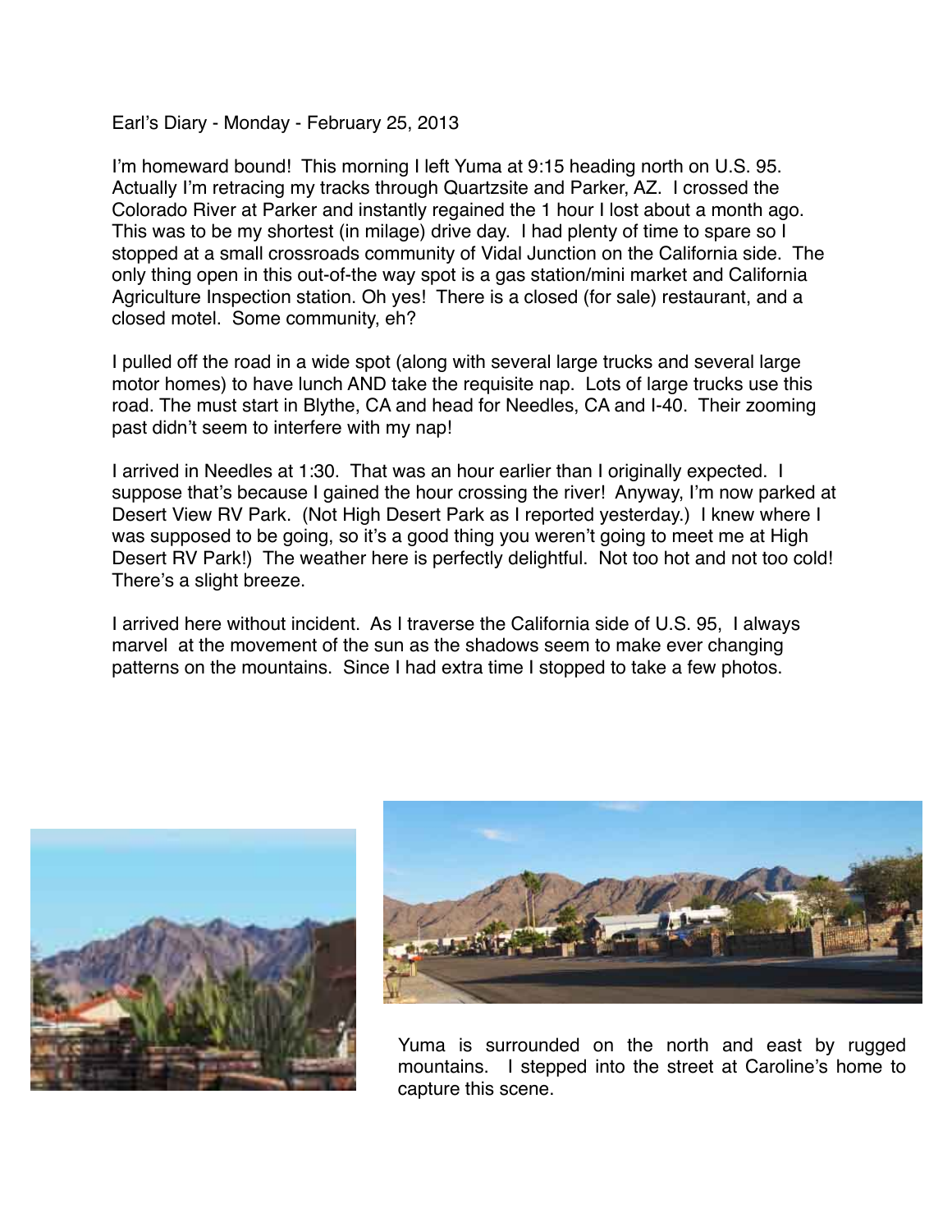Earl's Diary - Monday - February 25, 2013

I'm homeward bound! This morning I left Yuma at 9:15 heading north on U.S. 95. Actually I'm retracing my tracks through Quartzsite and Parker, AZ. I crossed the Colorado River at Parker and instantly regained the 1 hour I lost about a month ago. This was to be my shortest (in milage) drive day. I had plenty of time to spare so I stopped at a small crossroads community of Vidal Junction on the California side. The only thing open in this out-of-the way spot is a gas station/mini market and California Agriculture Inspection station. Oh yes! There is a closed (for sale) restaurant, and a closed motel. Some community, eh?

I pulled off the road in a wide spot (along with several large trucks and several large motor homes) to have lunch AND take the requisite nap. Lots of large trucks use this road. The must start in Blythe, CA and head for Needles, CA and I-40. Their zooming past didn't seem to interfere with my nap!

I arrived in Needles at 1:30. That was an hour earlier than I originally expected. I suppose that's because I gained the hour crossing the river! Anyway, I'm now parked at Desert View RV Park. (Not High Desert Park as I reported yesterday.) I knew where I was supposed to be going, so it's a good thing you weren't going to meet me at High Desert RV Park!) The weather here is perfectly delightful. Not too hot and not too cold! There's a slight breeze.

I arrived here without incident. As I traverse the California side of U.S. 95, I always marvel at the movement of the sun as the shadows seem to make ever changing patterns on the mountains. Since I had extra time I stopped to take a few photos.

Yuma is surrounded on the north and east by rugged mountains. I stepped into the street at Caroline's home to capture this scene.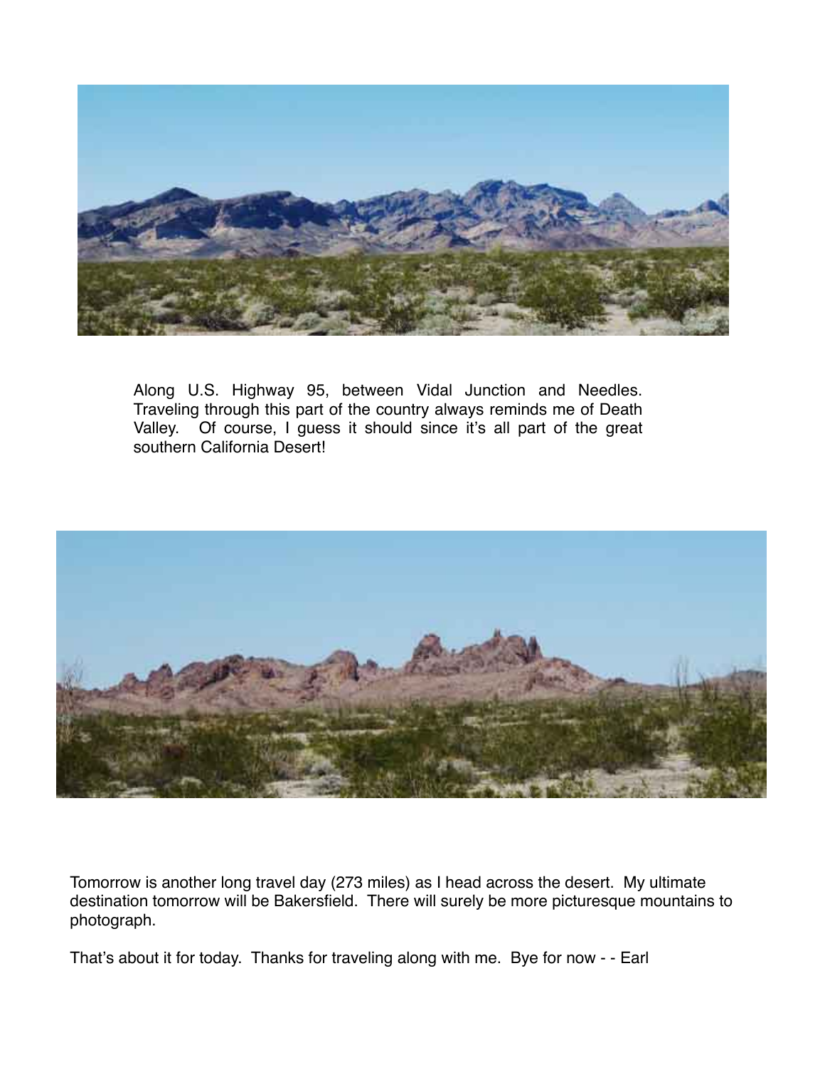Along U.S. Highway 95, between Vidal Junction and Needles. Traveling through this part of the country always reminds me of Death Valley. Of course, I guess it should since it's all part of the great southern California Desert!

Tomorrow is another long travel day (273 miles) as I head across the desert. My ultimate destination tomorrow will be Bakersfield. There will surely be more picturesque mountains to photograph.

That's about it for today. Thanks for traveling along with me. Bye for now - - Earl